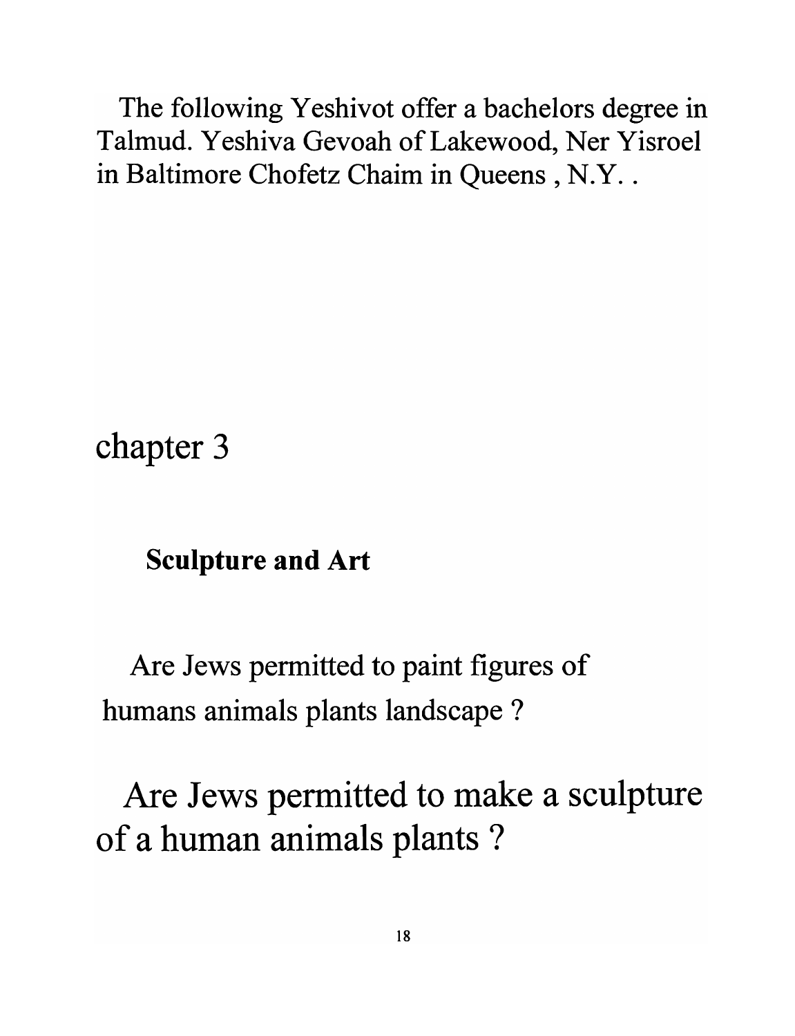The following Yeshivot offer a bachelors degree in Talmud. Yeshiva Gevoah of Lakewood, Ner Yisroel in Baltimore Chofetz Chaim in Queens , N.Y. .

# chapter 3

## Sculpture and Art

Are Jews permitted to paint figures of humans animals plants landscape ?

Are Jews permitted to make a sculpture of a human animals plants ?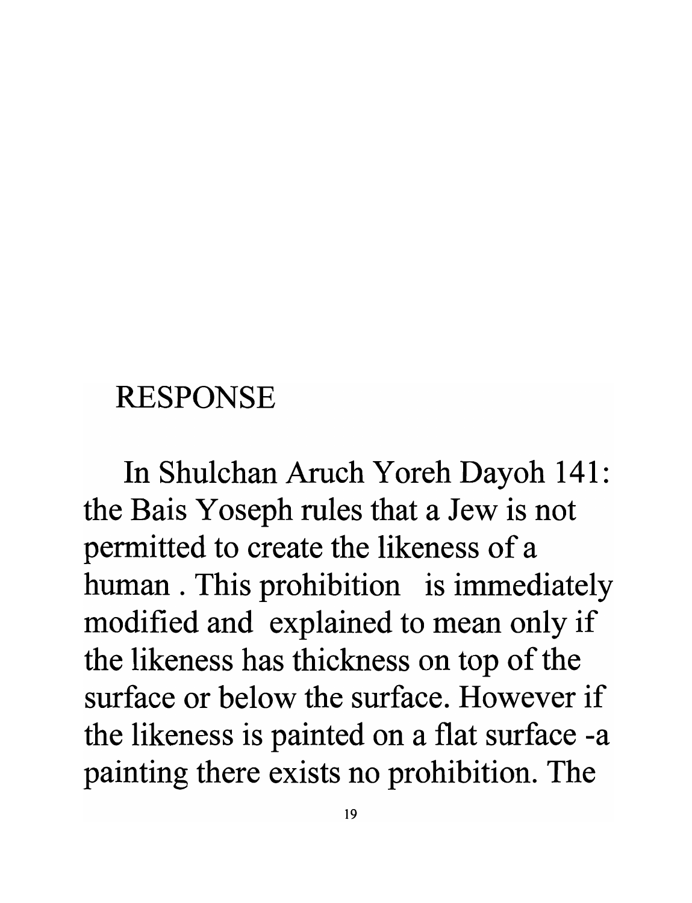## RESPONSE

In Shulchan Aruch Yoreh Dayoh 141: the Bais Yoseph rules that a Jew is not permitted to create the likeness of a human . This prohibition is immediately modified and explained to mean only if the likeness has thickness on top of the surface or below the surface. However if the likeness is painted on a flat surface -a painting there exists no prohibition. The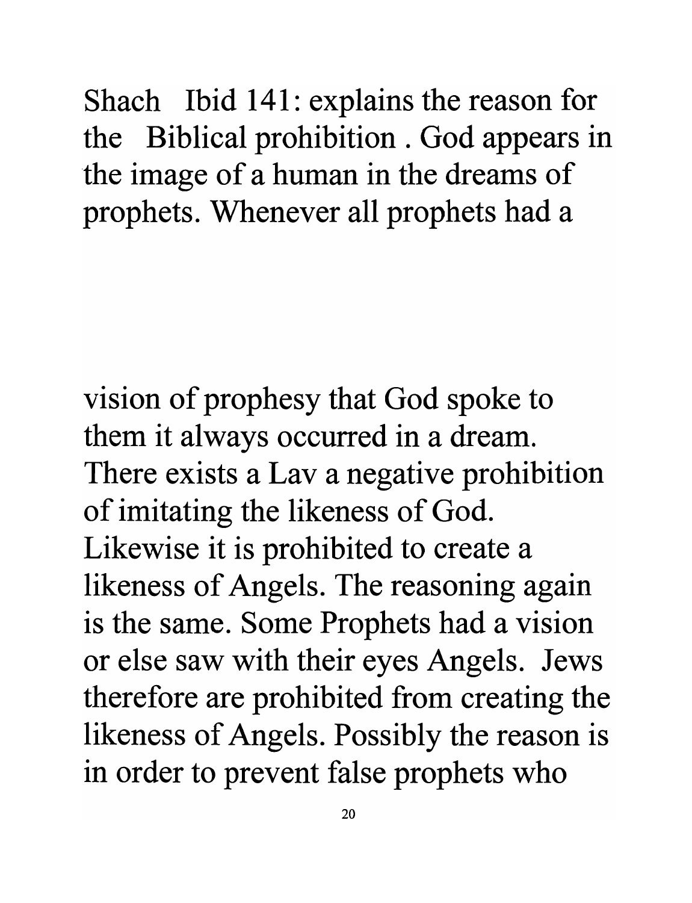Shach Ibid 141: explains the reason for the Biblical prohibition . God appears in the image of a human in the dreams of prophets. Whenever all prophets had a

vision of prophesy that God spoke to them it always occurred in a dream. There exists a Lav a negative prohibition of imitating the likeness of God. Likewise it is prohibited to create a likeness of Angels. The reasoning again is the same. Some Prophets had a vision or else saw with their eyes Angels. Jews therefore are prohibited from creating the likeness of Angels. Possibly the reason is in order to prevent false prophets who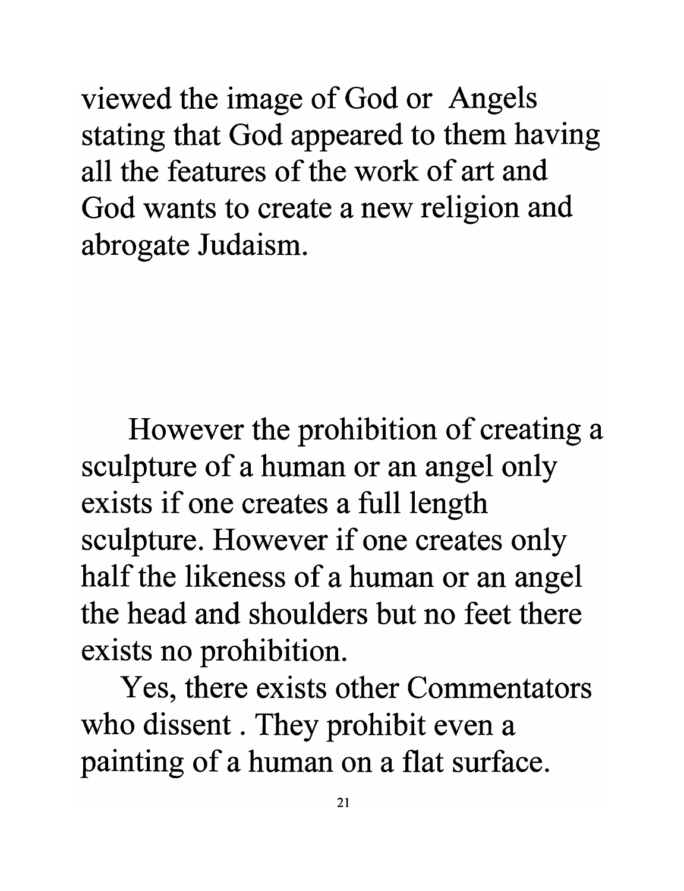viewed the image of God or Angels stating that God appeared to them having all the features of the work of art and God wants to create a new religion and abrogate Judaism.

However the prohibition of creating a sculpture of a human or an angel only exists if one creates a full length sculpture. However if one creates only half the likeness of a human or an angel the head and shoulders but no feet there exists no prohibition.

Yes, there exists other Commentators who dissent . They prohibit even a painting of a human on a flat surface.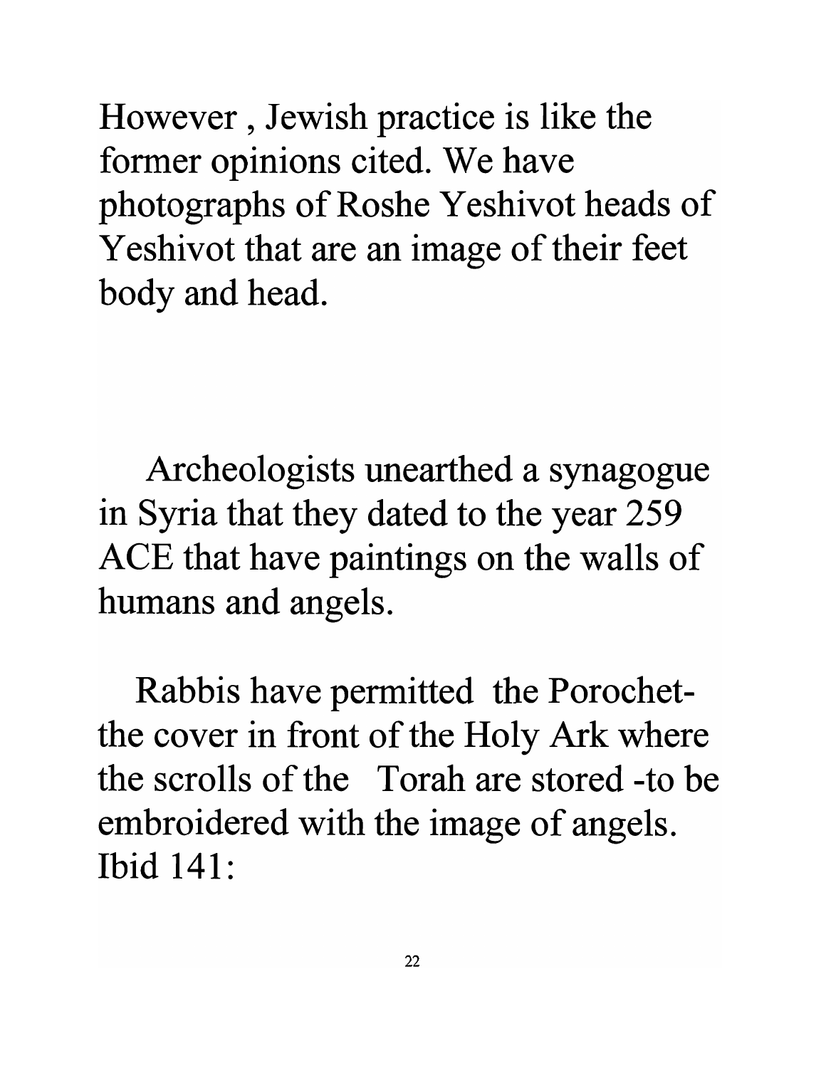However , Jewish practice is like the former opinions cited. We have photographs of Roshe Yeshivot heads of Yeshivot that are an image of their feet body and head.

Archeologists unearthed a synagogue in Syria that they dated to the year 259 ACE that have paintings on the walls of humans and angels.

Rabbis have permitted the Porochet- the cover in front of the Holy Ark where the scrolls of the Torah are stored -to be embroidered with the image of angels. Ibid 141: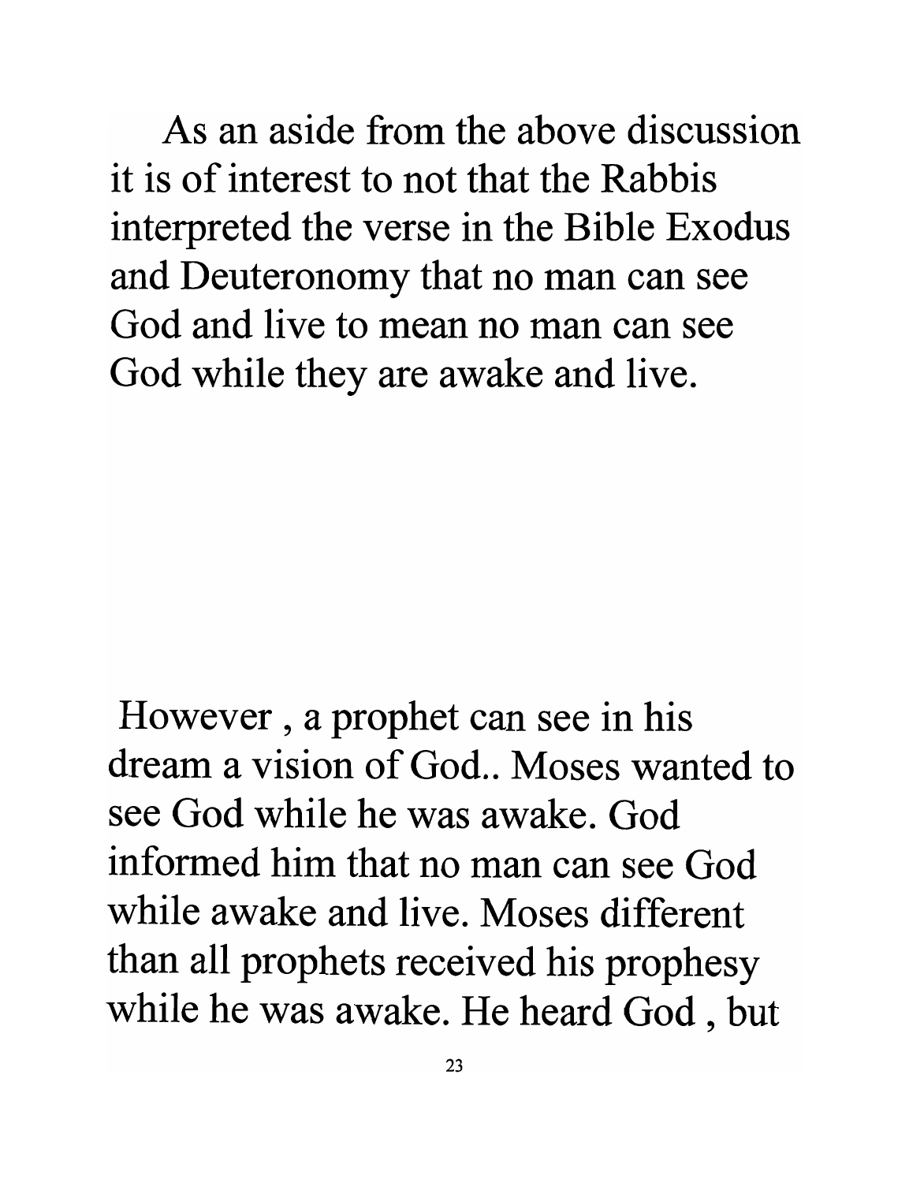As an aside from the above discussion it is of interest to not that the Rabbis interpreted the verse in the Bible Exodus and Deuteronomy that no man can see God and live to mean no man can see God while they are awake and live.

However , a prophet can see in his dream a vision of God.. Moses wanted to see God while he was awake. God informed him that no man can see God while awake and live. Moses different than all prophets received his prophesy while he was awake. He heard God , but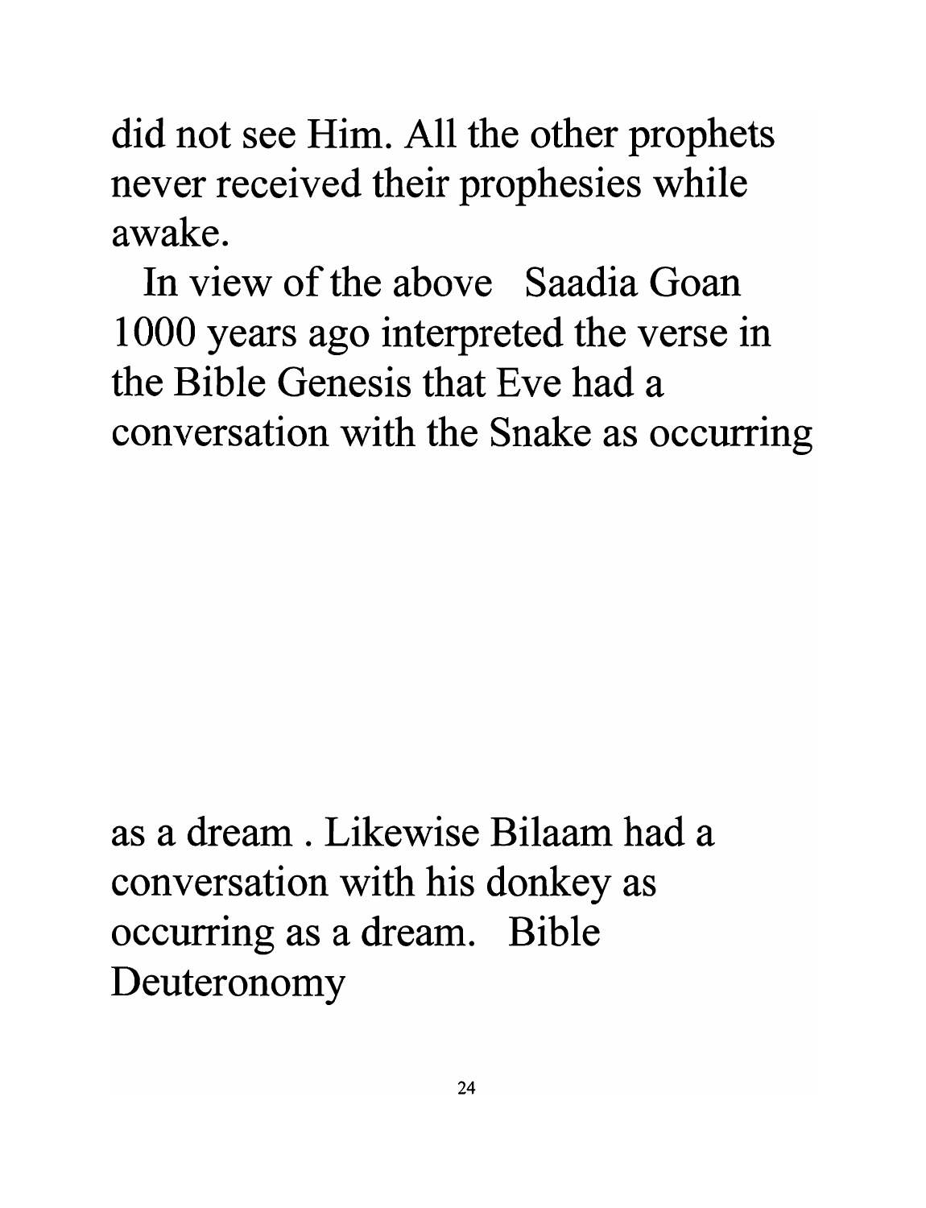did not see Him. All the other prophets never received their prophesies while awake.

In view of the above Saadia Goan 1000 years ago interpreted the verse in the Bible Genesis that Eve had a conversation with the Snake as occurring

as a dream . Likewise Bilaam had a conversation with his donkey as occurring as a dream. Bible Deuteronomy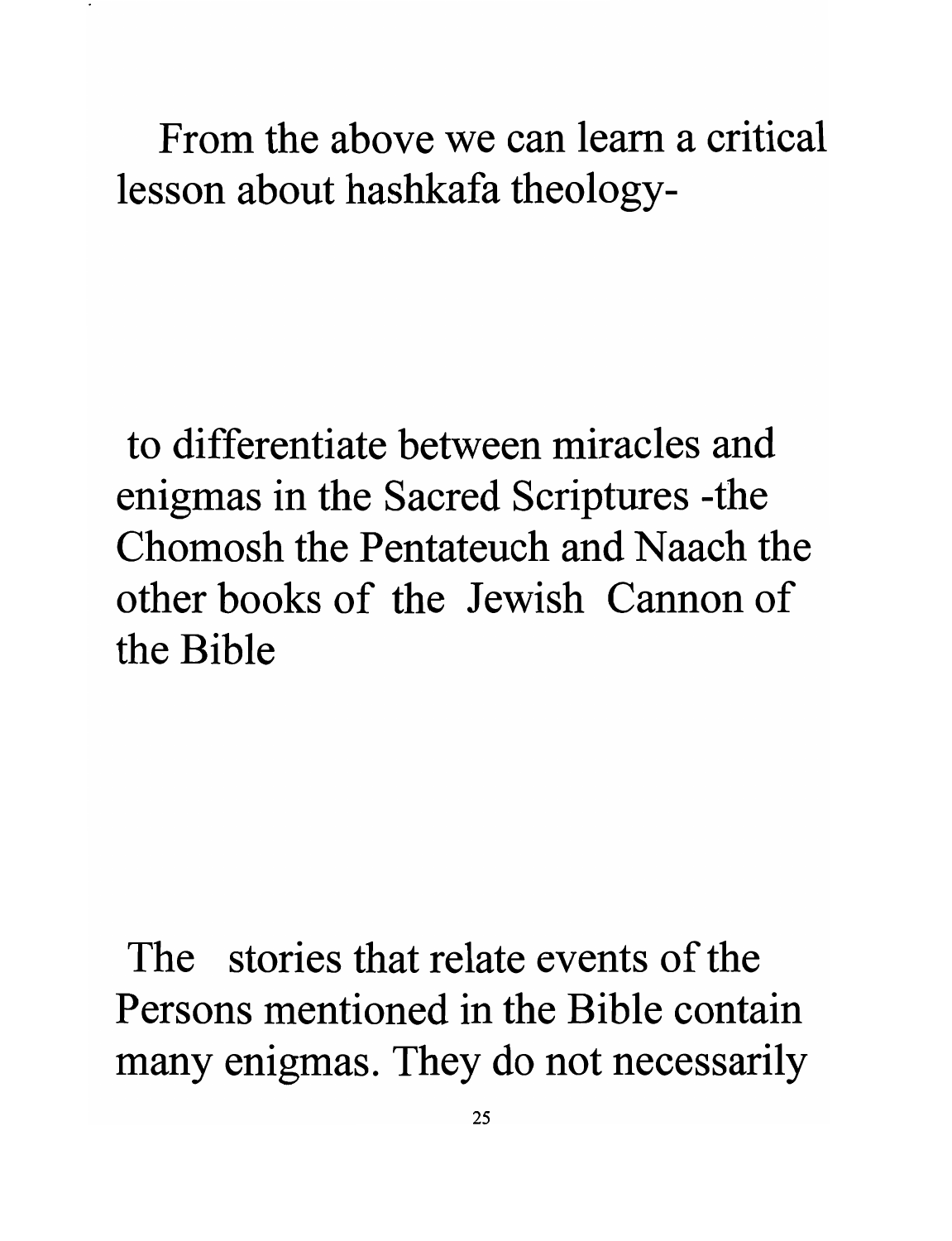From the above we can learn a critical lesson about hashkafa theology-

to differentiate between miracles and enigmas in the Sacred Scriptures -the Chomosh the Pentateuch and Naach the other books of the Jewish Cannon of the Bible

The stories that relate events of the Persons mentioned in the Bible contain many enigmas. They do not necessarily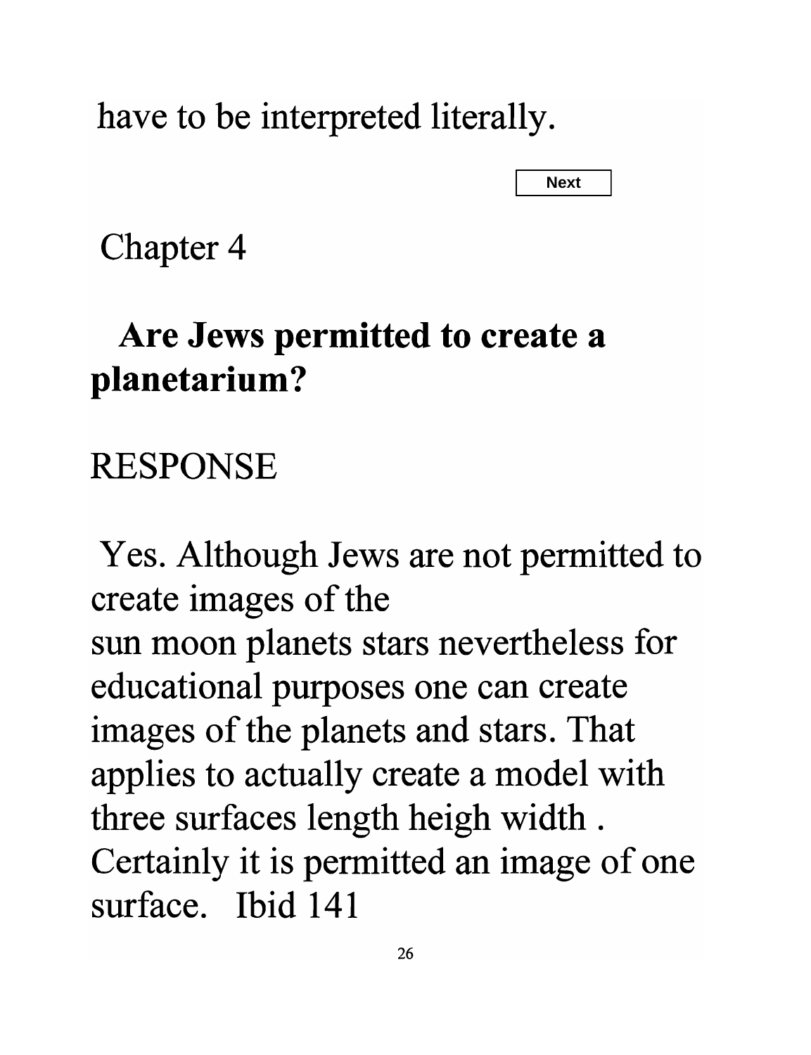have to be interpreted literally.

Next

Chapter 4

## Are Jews permitted to create a planetarium?

RESPONSE

Yes. Although Jews are not permitted to create images of the
sun moon planets stars nevertheless for educational purposes one can create images of the planets and stars. That applies to actually create a model with three surfaces length heigh width . Certainly it is permitted an image of one surface. Ibid 141